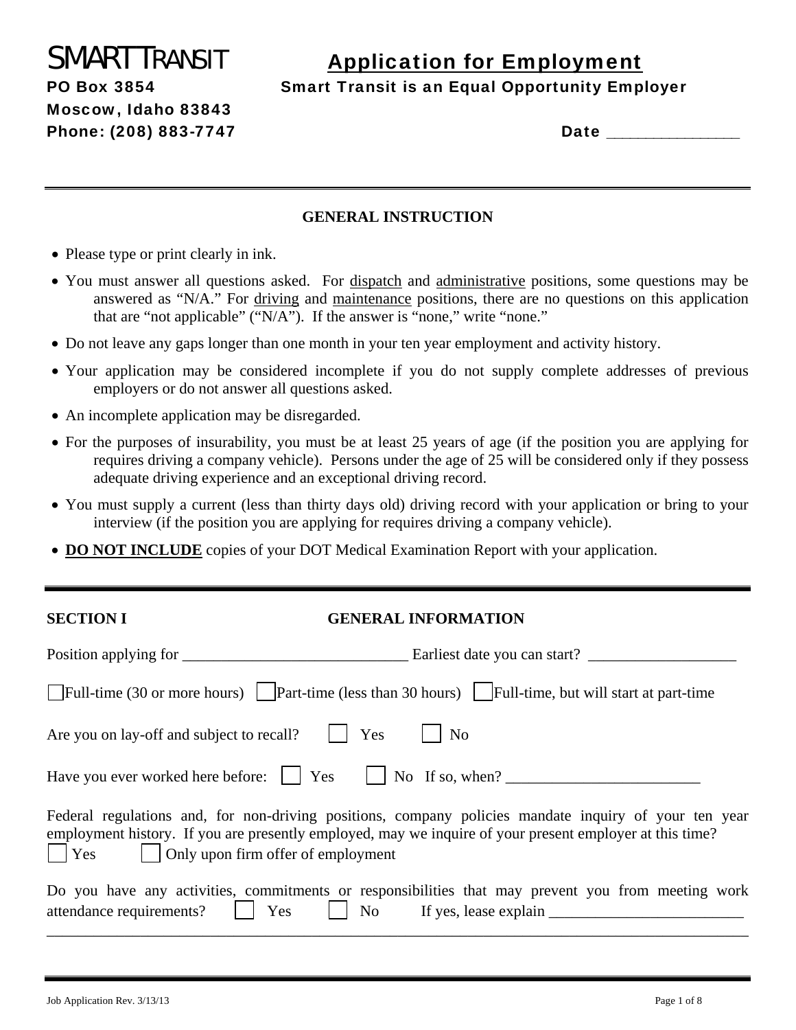# SMART TRANSIT

**PO Box 3854**
**Moscow, Idaho 83843**
**Phone: (208) 883-7747**

## Application for Employment

**Smart Transit is an Equal Opportunity Employer**

**Date** _______________

---

### GENERAL INSTRUCTION

- Please type or print clearly in ink.
- You must answer all questions asked. For dispatch and administrative positions, some questions may be answered as "N/A." For driving and maintenance positions, there are no questions on this application that are "not applicable" ("N/A"). If the answer is "none," write "none."
- Do not leave any gaps longer than one month in your ten year employment and activity history.
- Your application may be considered incomplete if you do not supply complete addresses of previous employers or do not answer all questions asked.
- An incomplete application may be disregarded.
- For the purposes of insurability, you must be at least 25 years of age (if the position you are applying for requires driving a company vehicle). Persons under the age of 25 will be considered only if they possess adequate driving experience and an exceptional driving record.
- You must supply a current (less than thirty days old) driving record with your application or bring to your interview (if the position you are applying for requires driving a company vehicle).
- **DO NOT INCLUDE** copies of your DOT Medical Examination Report with your application.

---

### SECTION I GENERAL INFORMATION

Position applying for _____________________________ Earliest date you can start? ___________________

☐ Full-time (30 or more hours) ☐ Part-time (less than 30 hours) ☐ Full-time, but will start at part-time

Are you on lay-off and subject to recall? ☐ Yes ☐ No

Have you ever worked here before: ☐ Yes ☐ No If so, when? ________________________

Federal regulations and, for non-driving positions, company policies mandate inquiry of your ten year employment history. If you are presently employed, may we inquire of your present employer at this time?
☐ Yes ☐ Only upon firm offer of employment

Do you have any activities, commitments or responsibilities that may prevent you from meeting work attendance requirements? ☐ Yes ☐ No If yes, lease explain ________________________
______________________________________________________________________________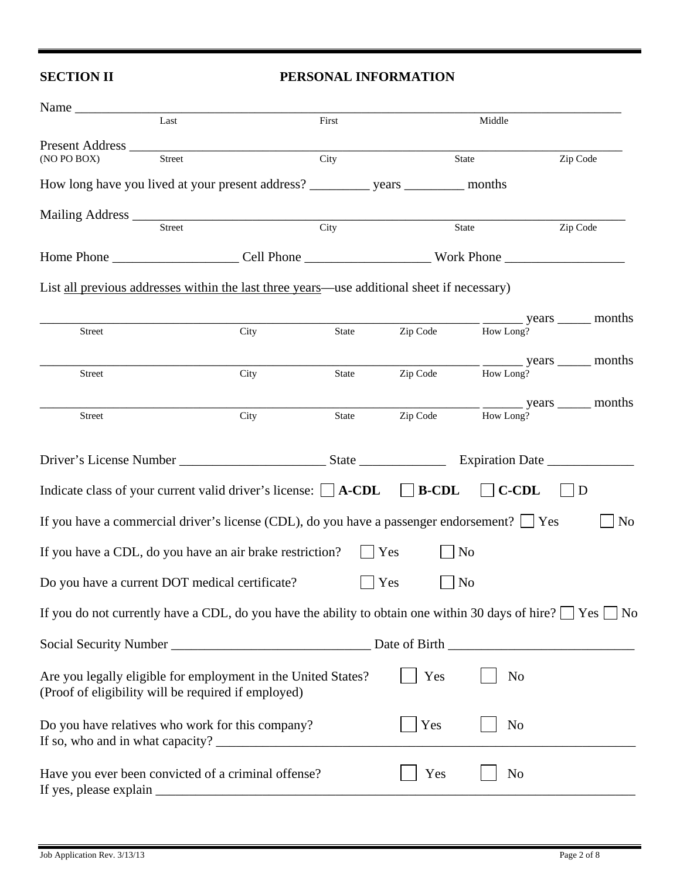## SECTION II PERSONAL INFORMATION

Name ______________________________________________________________________
Last First Middle

Present Address ______________________________________________________________
(NO PO BOX) Street City State Zip Code

How long have you lived at your present address? _________ years _________ months

Mailing Address ______________________________________________________________
Street City State Zip Code

Home Phone ___________________ Cell Phone ___________________ Work Phone ___________________

List <u>all previous addresses within the last three years</u>—use additional sheet if necessary)

______________________________________________________________ ______ years _____ months
Street City State Zip Code How Long?

______________________________________________________________ ______ years _____ months
Street City State Zip Code How Long?

______________________________________________________________ ______ years _____ months
Street City State Zip Code How Long?

Driver's License Number ______________________ State _____________ Expiration Date _____________

Indicate class of your current valid driver's license: ☐ **A-CDL** ☐ **B-CDL** ☐ **C-CDL** ☐ D

If you have a commercial driver's license (CDL), do you have a passenger endorsement? ☐ Yes ☐ No

If you have a CDL, do you have an air brake restriction? ☐ Yes ☐ No

Do you have a current DOT medical certificate? ☐ Yes ☐ No

If you do not currently have a CDL, do you have the ability to obtain one within 30 days of hire? ☐ Yes ☐ No

Social Security Number _____________________________ Date of Birth ___________________________

Are you legally eligible for employment in the United States? ☐ Yes ☐ No
(Proof of eligibility will be required if employed)

Do you have relatives who work for this company? ☐ Yes ☐ No
If so, who and in what capacity? ______________________________________________________________

Have you ever been convicted of a criminal offense? ☐ Yes ☐ No
If yes, please explain ______________________________________________________________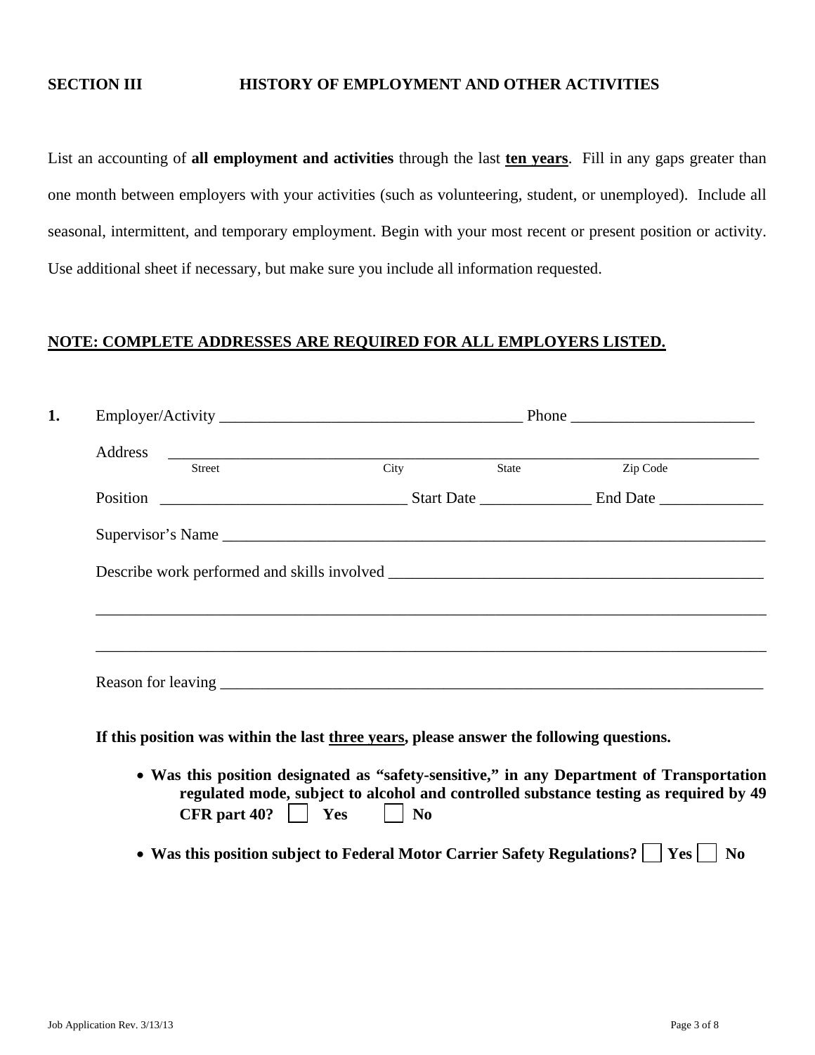**SECTION III HISTORY OF EMPLOYMENT AND OTHER ACTIVITIES**

List an accounting of **all employment and activities** through the last **ten years**. Fill in any gaps greater than one month between employers with your activities (such as volunteering, student, or unemployed). Include all seasonal, intermittent, and temporary employment. Begin with your most recent or present position or activity. Use additional sheet if necessary, but make sure you include all information requested.

**NOTE: COMPLETE ADDRESSES ARE REQUIRED FOR ALL EMPLOYERS LISTED.**

**1.** Employer/Activity ______________________________________ Phone _______________________

Address ____________________________________________________________________________
Street City State Zip Code

Position ______________________________ Start Date ______________ End Date _____________

Supervisor's Name _______________________________________________________________________

Describe work performed and skills involved ________________________________________________

_____________________________________________________________________________________

_____________________________________________________________________________________

Reason for leaving _______________________________________________________________________

**If this position was within the last three years, please answer the following questions.**

- **Was this position designated as "safety-sensitive," in any Department of Transportation regulated mode, subject to alcohol and controlled substance testing as required by 49 CFR part 40?** ☐ **Yes** ☐ **No**
- **Was this position subject to Federal Motor Carrier Safety Regulations?** ☐ **Yes** ☐ **No**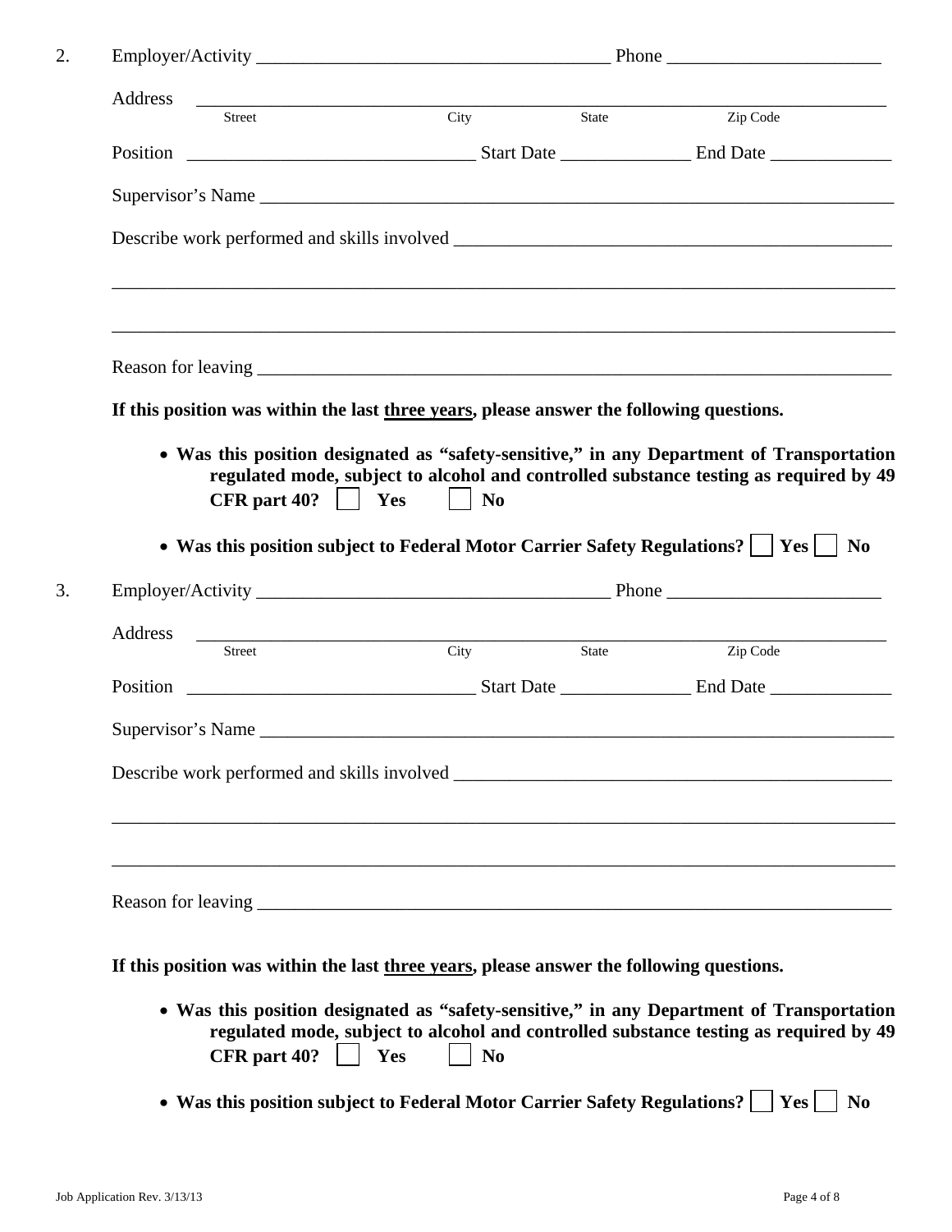2. Employer/Activity ______________________________________ Phone ________________________

   Address ______________________________________________________________________________
   Street                    City                    State                    Zip Code

   Position ________________________________ Start Date _______________ End Date ______________

   Supervisor's Name _________________________________________________________________________

   Describe work performed and skills involved ______________________________________________

   ____________________________________________________________________________________________

   ____________________________________________________________________________________________

   Reason for leaving ________________________________________________________________________

   **If this position was within the last <u>three years</u>, please answer the following questions.**

   - **Was this position designated as "safety-sensitive," in any Department of Transportation regulated mode, subject to alcohol and controlled substance testing as required by 49 CFR part 40?** ☐ **Yes** ☐ **No**
   - **Was this position subject to Federal Motor Carrier Safety Regulations?** ☐ **Yes** ☐ **No**

3. Employer/Activity ______________________________________ Phone ________________________

   Address ______________________________________________________________________________
   Street                    City                    State                    Zip Code

   Position ________________________________ Start Date _______________ End Date ______________

   Supervisor's Name _________________________________________________________________________

   Describe work performed and skills involved ______________________________________________

   ____________________________________________________________________________________________

   ____________________________________________________________________________________________

   Reason for leaving ________________________________________________________________________

   **If this position was within the last <u>three years</u>, please answer the following questions.**

   - **Was this position designated as "safety-sensitive," in any Department of Transportation regulated mode, subject to alcohol and controlled substance testing as required by 49 CFR part 40?** ☐ **Yes** ☐ **No**
   - **Was this position subject to Federal Motor Carrier Safety Regulations?** ☐ **Yes** ☐ **No**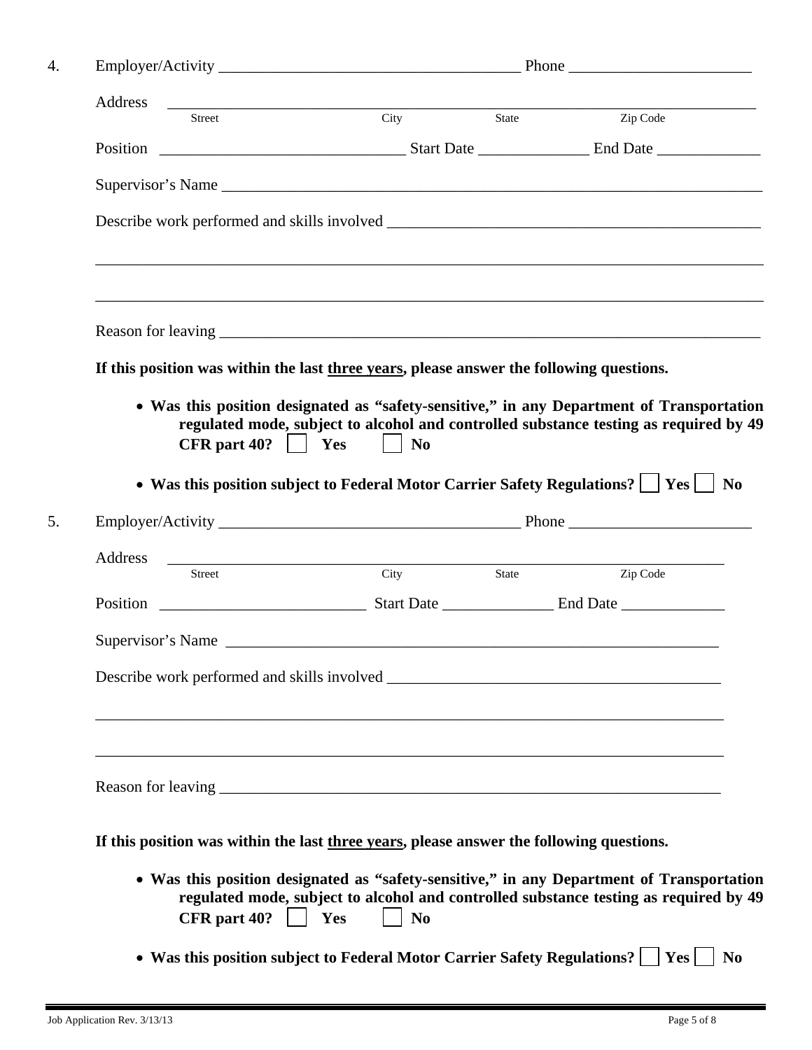4. Employer/Activity ______________________________________ Phone _______________________

   Address ____________________________________________________________________________
   Street City State Zip Code

   Position ______________________________ Start Date ______________ End Date _____________

   Supervisor's Name ______________________________________________________________________

   Describe work performed and skills involved ______________________________________________

   ____________________________________________________________________________________

   ____________________________________________________________________________________

   Reason for leaving _______________________________________________________________________

   **If this position was within the last <u>three years</u>, please answer the following questions.**

   - **Was this position designated as "safety-sensitive," in any Department of Transportation regulated mode, subject to alcohol and controlled substance testing as required by 49 CFR part 40?** ☐ **Yes** ☐ **No**
   - **Was this position subject to Federal Motor Carrier Safety Regulations?** ☐ **Yes** ☐ **No**

5. Employer/Activity ______________________________________ Phone _______________________

   Address ____________________________________________________________________________
   Street City State Zip Code

   Position __________________________ Start Date ______________ End Date _____________

   Supervisor's Name ________________________________________________________________

   Describe work performed and skills involved __________________________________________

   ____________________________________________________________________________________

   ____________________________________________________________________________________

   Reason for leaving ___________________________________________________________________

   **If this position was within the last <u>three years</u>, please answer the following questions.**

   - **Was this position designated as "safety-sensitive," in any Department of Transportation regulated mode, subject to alcohol and controlled substance testing as required by 49 CFR part 40?** ☐ **Yes** ☐ **No**
   - **Was this position subject to Federal Motor Carrier Safety Regulations?** ☐ **Yes** ☐ **No**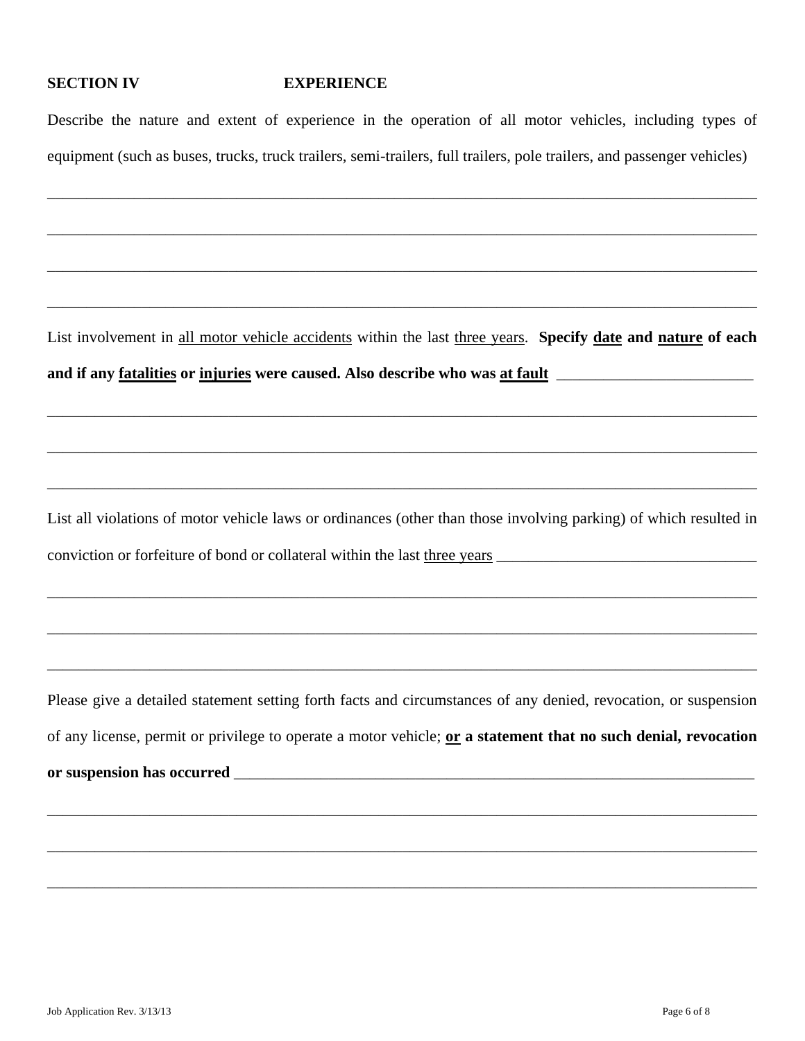## SECTION IV EXPERIENCE

Describe the nature and extent of experience in the operation of all motor vehicles, including types of equipment (such as buses, trucks, truck trailers, semi-trailers, full trailers, pole trailers, and passenger vehicles)

_______________________________________________________________________________________

_______________________________________________________________________________________

_______________________________________________________________________________________

_______________________________________________________________________________________

List involvement in <u>all motor vehicle accidents</u> within the last <u>three years</u>. **Specify <u>date</u> and <u>nature</u> of each and if any <u>fatalities</u> or <u>injuries</u> were caused. Also describe who was <u>at fault</u>** _________________________

_______________________________________________________________________________________

_______________________________________________________________________________________

_______________________________________________________________________________________

List all violations of motor vehicle laws or ordinances (other than those involving parking) of which resulted in conviction or forfeiture of bond or collateral within the last <u>three years</u> _________________________________

_______________________________________________________________________________________

_______________________________________________________________________________________

_______________________________________________________________________________________

Please give a detailed statement setting forth facts and circumstances of any denied, revocation, or suspension of any license, permit or privilege to operate a motor vehicle; **<u>or</u> a statement that no such denial, revocation or suspension has occurred** _____________________________________________________________________

_______________________________________________________________________________________

_______________________________________________________________________________________

_______________________________________________________________________________________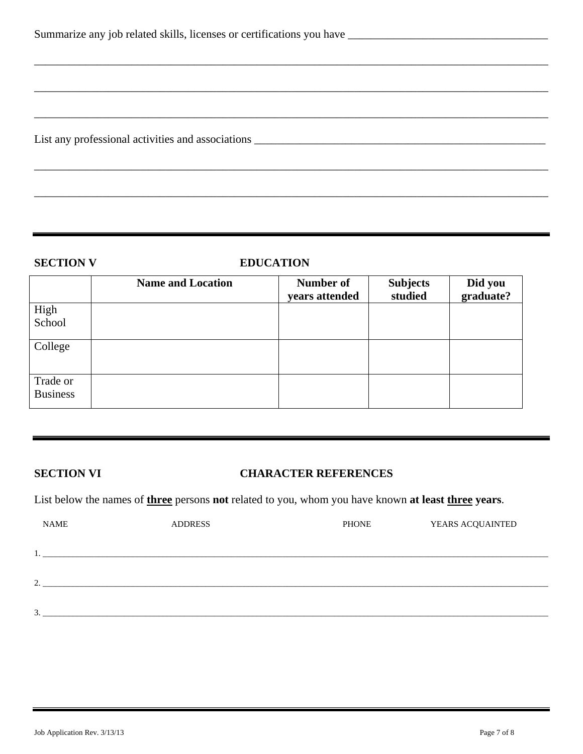Summarize any job related skills, licenses or certifications you have ___________________________________

_____________________________________________________________________________________________

_____________________________________________________________________________________________

_____________________________________________________________________________________________

List any professional activities and associations ____________________________________________________

_____________________________________________________________________________________________

_____________________________________________________________________________________________

---

**SECTION V** **EDUCATION**

| | Name and Location | Number of years attended | Subjects studied | Did you graduate? |
|---|---|---|---|---|
| High School | | | | |
| College | | | | |
| Trade or Business | | | | |

---

**SECTION VI** **CHARACTER REFERENCES**

List below the names of **<u>three</u>** persons **not** related to you, whom you have known **at least <u>three</u> years**.

NAME ADDRESS PHONE YEARS ACQUAINTED

1. _____________________________________________________________________________________________

2. _____________________________________________________________________________________________

3. _____________________________________________________________________________________________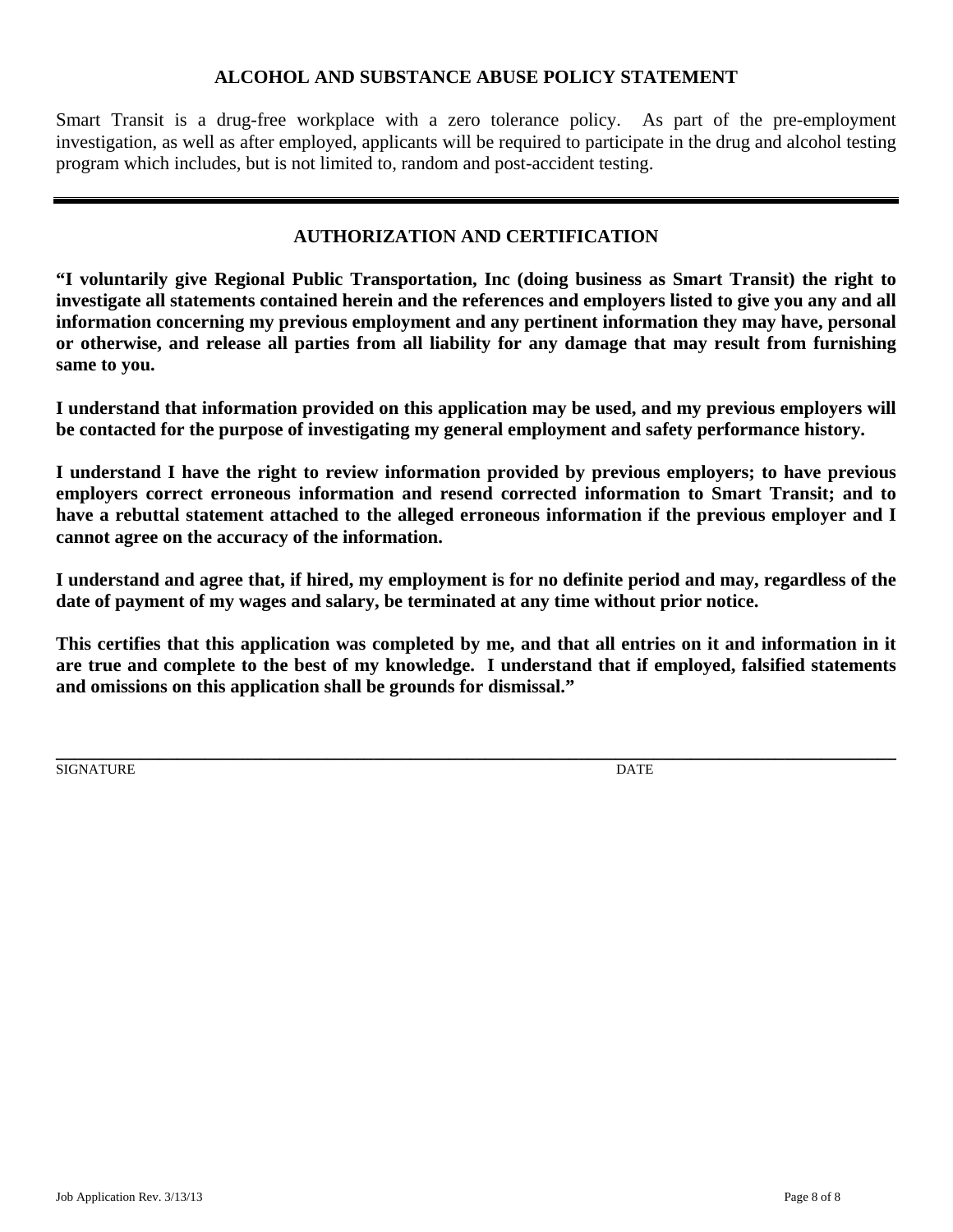## ALCOHOL AND SUBSTANCE ABUSE POLICY STATEMENT

Smart Transit is a drug-free workplace with a zero tolerance policy. As part of the pre-employment investigation, as well as after employed, applicants will be required to participate in the drug and alcohol testing program which includes, but is not limited to, random and post-accident testing.

---

## AUTHORIZATION AND CERTIFICATION

**"I voluntarily give Regional Public Transportation, Inc (doing business as Smart Transit) the right to investigate all statements contained herein and the references and employers listed to give you any and all information concerning my previous employment and any pertinent information they may have, personal or otherwise, and release all parties from all liability for any damage that may result from furnishing same to you.**

**I understand that information provided on this application may be used, and my previous employers will be contacted for the purpose of investigating my general employment and safety performance history.**

**I understand I have the right to review information provided by previous employers; to have previous employers correct erroneous information and resend corrected information to Smart Transit; and to have a rebuttal statement attached to the alleged erroneous information if the previous employer and I cannot agree on the accuracy of the information.**

**I understand and agree that, if hired, my employment is for no definite period and may, regardless of the date of payment of my wages and salary, be terminated at any time without prior notice.**

**This certifies that this application was completed by me, and that all entries on it and information in it are true and complete to the best of my knowledge. I understand that if employed, falsified statements and omissions on this application shall be grounds for dismissal."**

\_\_\_\_\_\_\_\_\_\_\_\_\_\_\_\_\_\_\_\_\_\_\_\_\_\_\_\_\_\_\_\_\_\_\_\_\_\_\_\_\_\_\_\_\_\_\_\_\_\_\_\_\_\_\_\_\_\_\_\_\_\_\_\_\_\_\_\_\_\_\_\_

SIGNATURE DATE

Job Application Rev. 3/13/13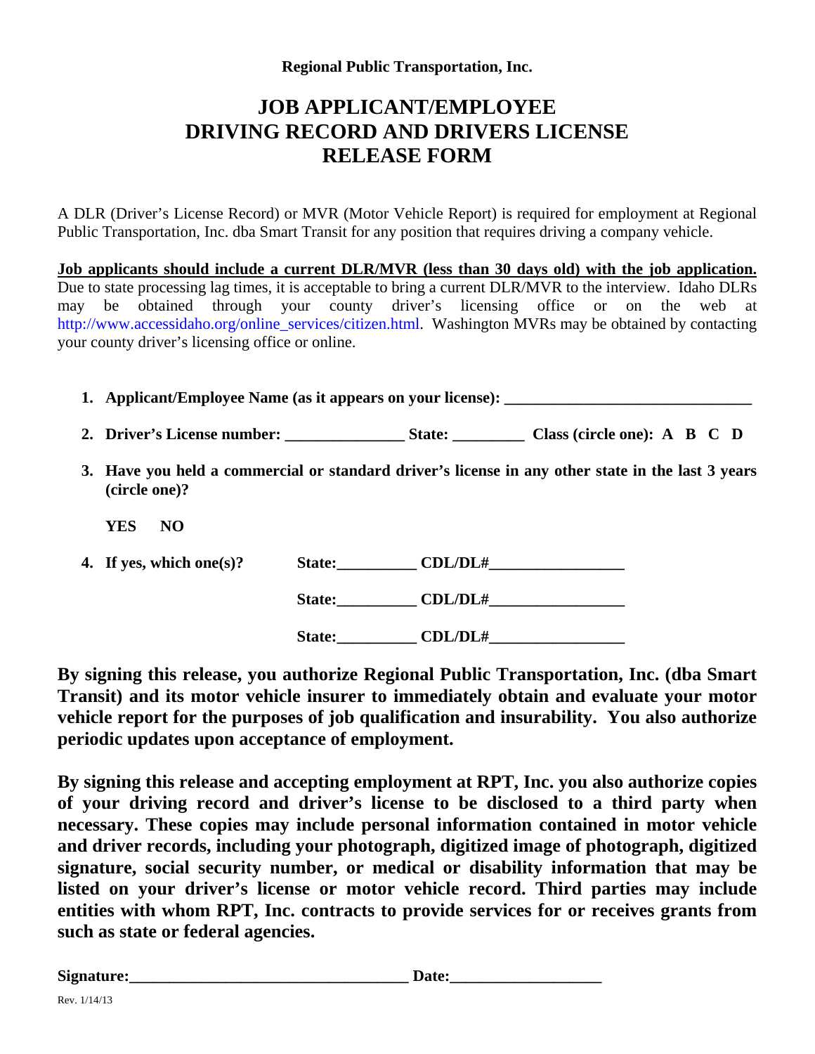**Regional Public Transportation, Inc.**

# JOB APPLICANT/EMPLOYEE DRIVING RECORD AND DRIVERS LICENSE RELEASE FORM

A DLR (Driver's License Record) or MVR (Motor Vehicle Report) is required for employment at Regional Public Transportation, Inc. dba Smart Transit for any position that requires driving a company vehicle.

**Job applicants should include a current DLR/MVR (less than 30 days old) with the job application.** Due to state processing lag times, it is acceptable to bring a current DLR/MVR to the interview. Idaho DLRs may be obtained through your county driver's licensing office or on the web at http://www.accessidaho.org/online_services/citizen.html. Washington MVRs may be obtained by contacting your county driver's licensing office or online.

1. **Applicant/Employee Name (as it appears on your license): ______________________________**
2. **Driver's License number: ______________ State: _________ Class (circle one): A B C D**
3. **Have you held a commercial or standard driver's license in any other state in the last 3 years (circle one)?**

   **YES NO**

4. **If yes, which one(s)?** **State:__________ CDL/DL#________________**

   **State:__________ CDL/DL#________________**

   **State:__________ CDL/DL#________________**

**By signing this release, you authorize Regional Public Transportation, Inc. (dba Smart Transit) and its motor vehicle insurer to immediately obtain and evaluate your motor vehicle report for the purposes of job qualification and insurability. You also authorize periodic updates upon acceptance of employment.**

**By signing this release and accepting employment at RPT, Inc. you also authorize copies of your driving record and driver's license to be disclosed to a third party when necessary. These copies may include personal information contained in motor vehicle and driver records, including your photograph, digitized image of photograph, digitized signature, social security number, or medical or disability information that may be listed on your driver's license or motor vehicle record. Third parties may include entities with whom RPT, Inc. contracts to provide services for or receives grants from such as state or federal agencies.**

**Signature:__________________________________ Date:__________________**

Rev. 1/14/13